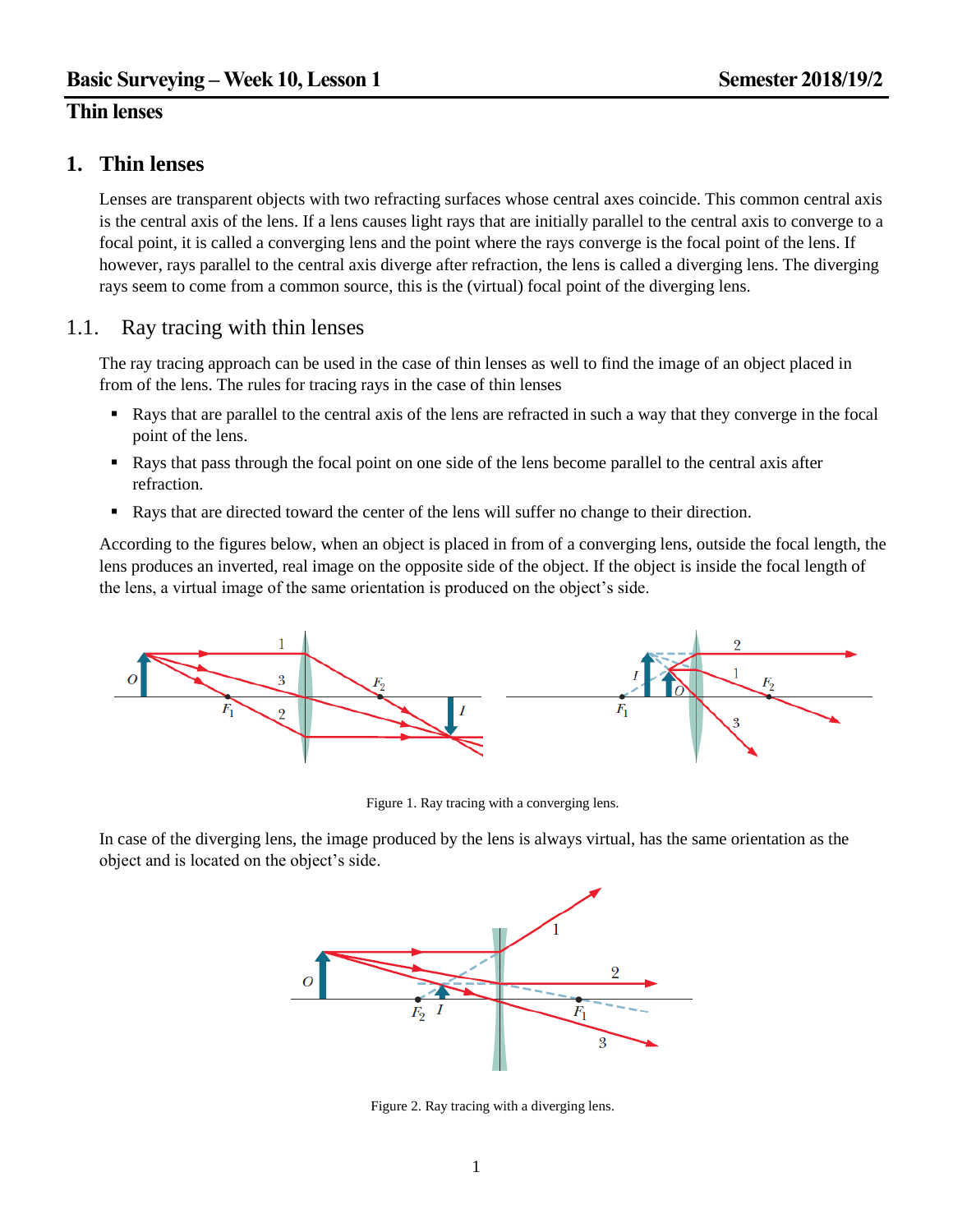# 1. Thin lenses

Lenses are transparent objects with two refracting surfaces whose central axes coincide. This common central axis is the central axis of the lens. If a lens causes light rays that are initially parallel to the central axis to converge to a focal point, it is called a converging lens and the point where the rays converge is the focal point of the lens. If however, rays parallel to the central axis diverge after refraction, the lens is called a diverging lens. The diverging rays seem to come from a common source, this is the (virtual) focal point of the diverging lens.

## 1.1. Ray tracing with thin lenses

The ray tracing approach can be used in the case of thin lenses as well to find the image of an object placed in from of the lens. The rules for tracing rays in the case of thin lenses

- Rays that are parallel to the central axis of the lens are refracted in such a way that they converge in the focal point of the lens.
- Rays that pass through the focal point on one side of the lens become parallel to the central axis after refraction.
- Rays that are directed toward the center of the lens will suffer no change to their direction.

According to the figures below, when an object is placed in from of a converging lens, outside the focal length, the lens produces an inverted, real image on the opposite side of the object. If the object is inside the focal length of the lens, a virtual image of the same orientation is produced on the object's side.

Figure 1. Ray tracing with a converging lens.

In case of the diverging lens, the image produced by the lens is always virtual, has the same orientation as the object and is located on the object's side.

Figure 2. Ray tracing with a diverging lens.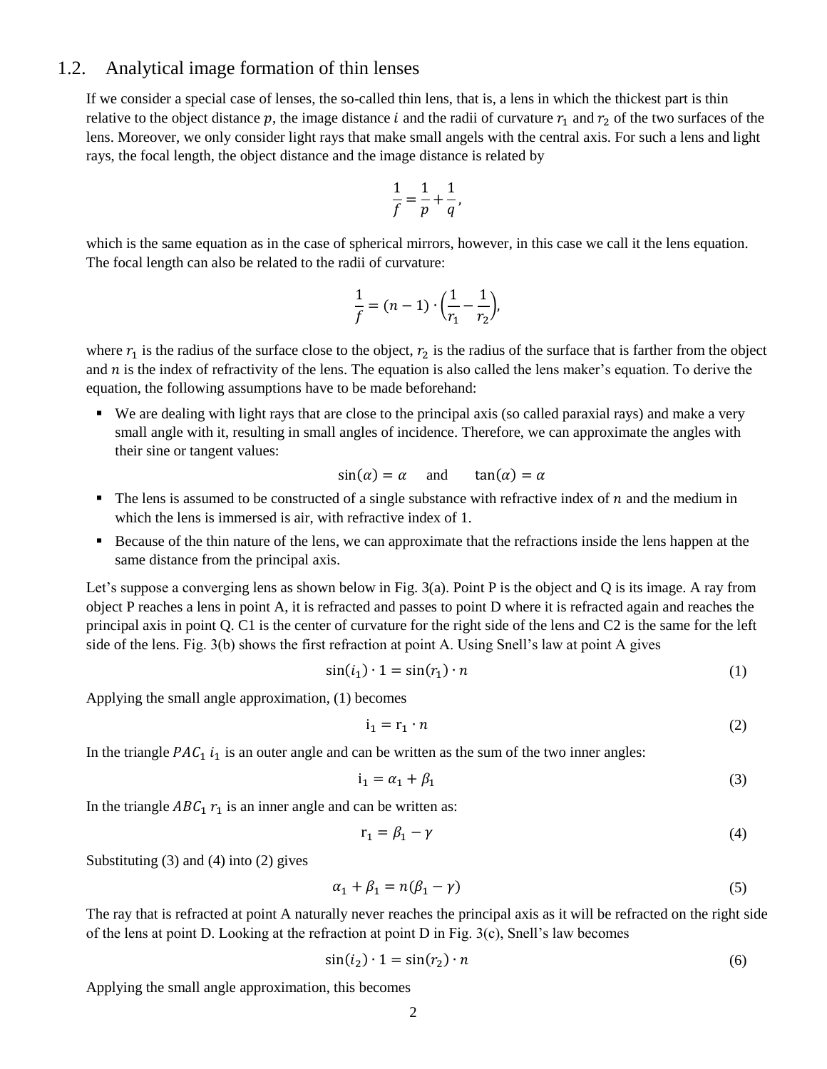## 1.2. Analytical image formation of thin lenses

If we consider a special case of lenses, the so-called thin lens, that is, a lens in which the thickest part is thin relative to the object distance $p$, the image distance $i$ and the radii of curvature $r_1$ and $r_2$ of the two surfaces of the lens. Moreover, we only consider light rays that make small angels with the central axis. For such a lens and light rays, the focal length, the object distance and the image distance is related by

$$\frac{1}{f} = \frac{1}{p} + \frac{1}{q},$$

which is the same equation as in the case of spherical mirrors, however, in this case we call it the lens equation. The focal length can also be related to the radii of curvature:

$$\frac{1}{f} = (n-1) \cdot \left(\frac{1}{r_1} - \frac{1}{r_2}\right),$$

where $r_1$ is the radius of the surface close to the object, $r_2$ is the radius of the surface that is farther from the object and $n$ is the index of refractivity of the lens. The equation is also called the lens maker's equation. To derive the equation, the following assumptions have to be made beforehand:

- We are dealing with light rays that are close to the principal axis (so called paraxial rays) and make a very small angle with it, resulting in small angles of incidence. Therefore, we can approximate the angles with their sine or tangent values:

$$\sin(\alpha) = \alpha \quad \text{and} \quad \tan(\alpha) = \alpha$$

- The lens is assumed to be constructed of a single substance with refractive index of $n$ and the medium in which the lens is immersed is air, with refractive index of 1.
- Because of the thin nature of the lens, we can approximate that the refractions inside the lens happen at the same distance from the principal axis.

Let's suppose a converging lens as shown below in Fig. 3(a). Point P is the object and Q is its image. A ray from object P reaches a lens in point A, it is refracted and passes to point D where it is refracted again and reaches the principal axis in point Q. C1 is the center of curvature for the right side of the lens and C2 is the same for the left side of the lens. Fig. 3(b) shows the first refraction at point A. Using Snell's law at point A gives

$$\sin(i_1) \cdot 1 = \sin(r_1) \cdot n \tag{1}$$

Applying the small angle approximation, (1) becomes

$$\mathrm{i}_1 = \mathrm{r}_1 \cdot n \tag{2}$$

In the triangle $PAC_1$ $i_1$ is an outer angle and can be written as the sum of the two inner angles:

$$\mathrm{i}_1 = \alpha_1 + \beta_1 \tag{3}$$

In the triangle $ABC_1$ $r_1$ is an inner angle and can be written as:

$$\mathrm{r}_1 = \beta_1 - \gamma \tag{4}$$

Substituting (3) and (4) into (2) gives

$$\alpha_1 + \beta_1 = n(\beta_1 - \gamma) \tag{5}$$

The ray that is refracted at point A naturally never reaches the principal axis as it will be refracted on the right side of the lens at point D. Looking at the refraction at point D in Fig. 3(c), Snell's law becomes

$$\sin(i_2) \cdot 1 = \sin(r_2) \cdot n \tag{6}$$

Applying the small angle approximation, this becomes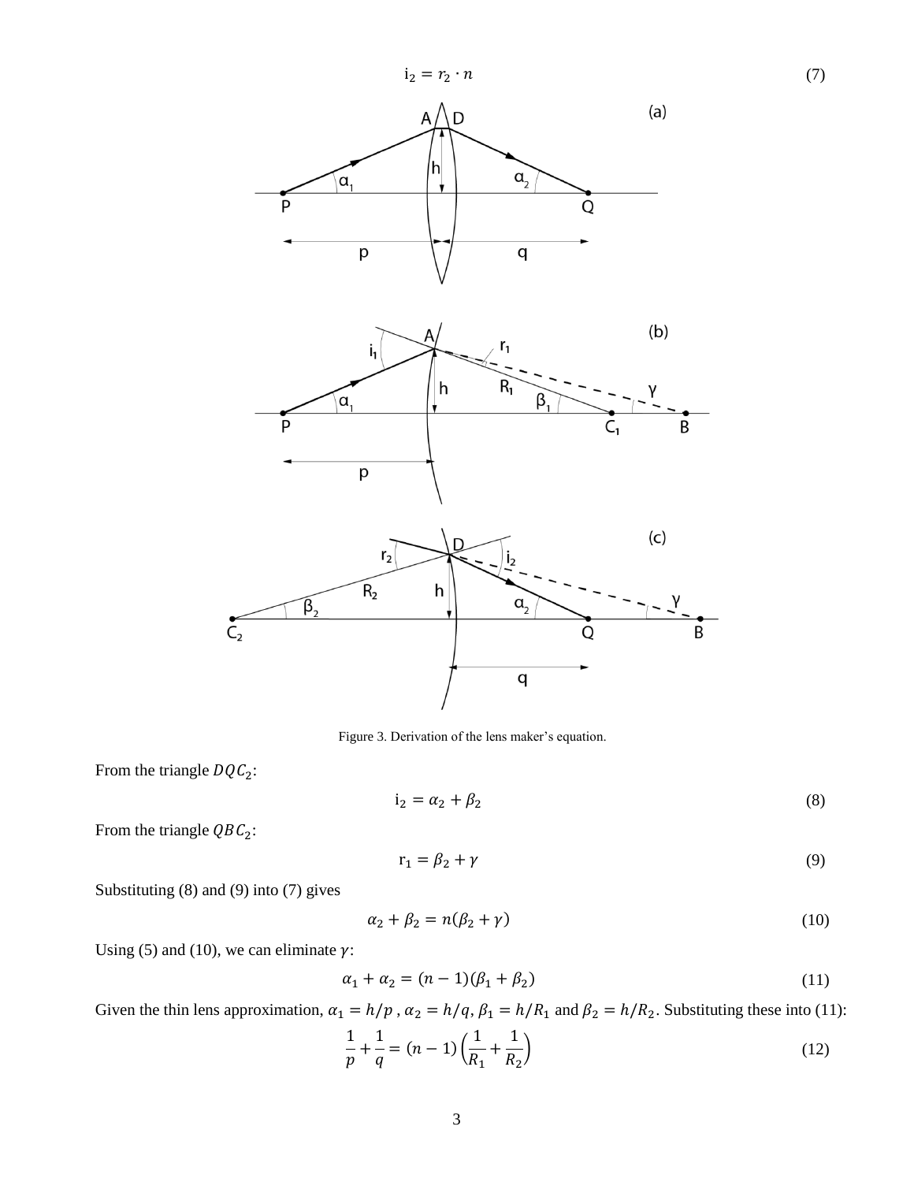$$i_2 = r_2 \cdot n \tag{7}$$

Figure 3. Derivation of the lens maker's equation.

From the triangle $DQC_2$:

$$i_2 = \alpha_2 + \beta_2 \tag{8}$$

From the triangle $QBC_2$:

$$r_1 = \beta_2 + \gamma \tag{9}$$

Substituting (8) and (9) into (7) gives

$$\alpha_2 + \beta_2 = n(\beta_2 + \gamma) \tag{10}$$

Using (5) and (10), we can eliminate $\gamma$:

$$\alpha_1 + \alpha_2 = (n-1)(\beta_1 + \beta_2) \tag{11}$$

Given the thin lens approximation, $\alpha_1 = h/p$ , $\alpha_2 = h/q$, $\beta_1 = h/R_1$ and $\beta_2 = h/R_2$. Substituting these into (11):

$$\frac{1}{p} + \frac{1}{q} = (n-1)\left(\frac{1}{R_1} + \frac{1}{R_2}\right) \tag{12}$$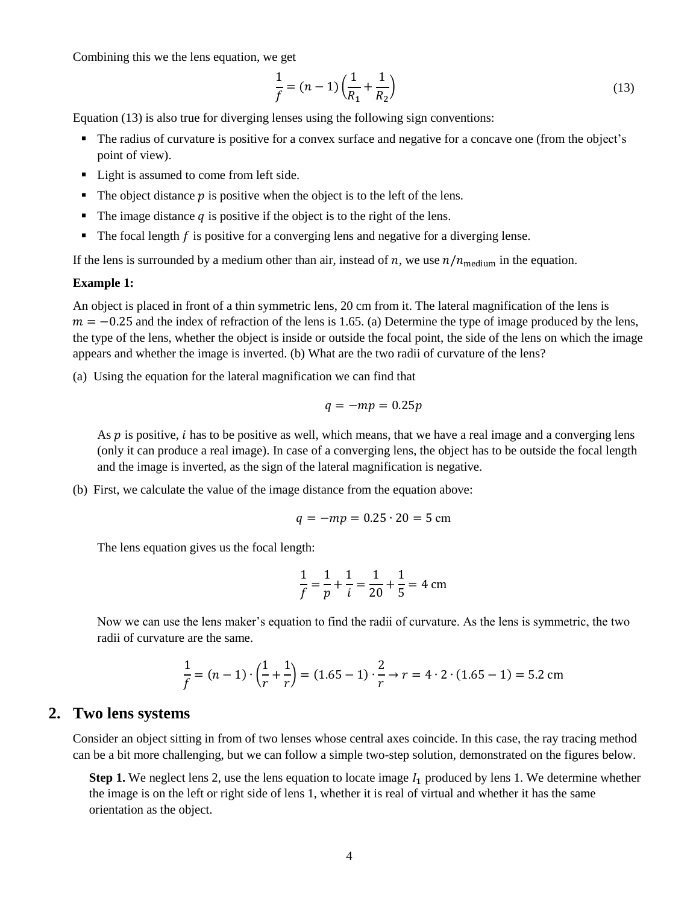Combining this we the lens equation, we get

$$\frac{1}{f} = (n-1)\left(\frac{1}{R_1} + \frac{1}{R_2}\right) \tag{13}$$

Equation (13) is also true for diverging lenses using the following sign conventions:

- The radius of curvature is positive for a convex surface and negative for a concave one (from the object's point of view).
- Light is assumed to come from left side.
- The object distance $p$ is positive when the object is to the left of the lens.
- The image distance $q$ is positive if the object is to the right of the lens.
- The focal length $f$ is positive for a converging lens and negative for a diverging lense.

If the lens is surrounded by a medium other than air, instead of $n$, we use $n/n_{\text{medium}}$ in the equation.

**Example 1:**

An object is placed in front of a thin symmetric lens, 20 cm from it. The lateral magnification of the lens is $m = -0.25$ and the index of refraction of the lens is 1.65. (a) Determine the type of image produced by the lens, the type of the lens, whether the object is inside or outside the focal point, the side of the lens on which the image appears and whether the image is inverted. (b) What are the two radii of curvature of the lens?

(a) Using the equation for the lateral magnification we can find that

$$q = -mp = 0.25p$$

As $p$ is positive, $i$ has to be positive as well, which means, that we have a real image and a converging lens (only it can produce a real image). In case of a converging lens, the object has to be outside the focal length and the image is inverted, as the sign of the lateral magnification is negative.

(b) First, we calculate the value of the image distance from the equation above:

$$q = -mp = 0.25 \cdot 20 = 5 \text{ cm}$$

The lens equation gives us the focal length:

$$\frac{1}{f} = \frac{1}{p} + \frac{1}{i} = \frac{1}{20} + \frac{1}{5} = 4 \text{ cm}$$

Now we can use the lens maker's equation to find the radii of curvature. As the lens is symmetric, the two radii of curvature are the same.

$$\frac{1}{f} = (n-1) \cdot \left(\frac{1}{r} + \frac{1}{r}\right) = (1.65 - 1) \cdot \frac{2}{r} \rightarrow r = 4 \cdot 2 \cdot (1.65 - 1) = 5.2 \text{ cm}$$

## 2. Two lens systems

Consider an object sitting in from of two lenses whose central axes coincide. In this case, the ray tracing method can be a bit more challenging, but we can follow a simple two-step solution, demonstrated on the figures below.

**Step 1.** We neglect lens 2, use the lens equation to locate image $I_1$ produced by lens 1. We determine whether the image is on the left or right side of lens 1, whether it is real of virtual and whether it has the same orientation as the object.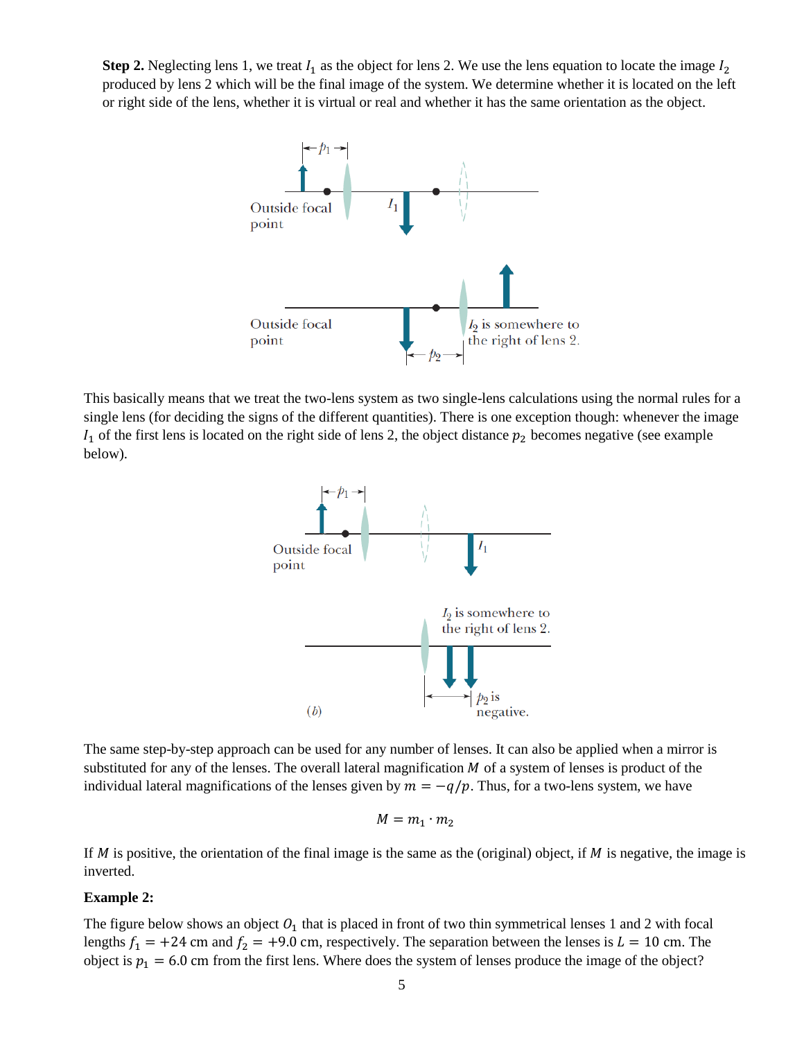**Step 2.** Neglecting lens 1, we treat $I_1$ as the object for lens 2. We use the lens equation to locate the image $I_2$ produced by lens 2 which will be the final image of the system. We determine whether it is located on the left or right side of the lens, whether it is virtual or real and whether it has the same orientation as the object.

This basically means that we treat the two-lens system as two single-lens calculations using the normal rules for a single lens (for deciding the signs of the different quantities). There is one exception though: whenever the image $I_1$ of the first lens is located on the right side of lens 2, the object distance $p_2$ becomes negative (see example below).

The same step-by-step approach can be used for any number of lenses. It can also be applied when a mirror is substituted for any of the lenses. The overall lateral magnification $M$ of a system of lenses is product of the individual lateral magnifications of the lenses given by $m = -q/p$. Thus, for a two-lens system, we have

$$M = m_1 \cdot m_2$$

If $M$ is positive, the orientation of the final image is the same as the (original) object, if $M$ is negative, the image is inverted.

**Example 2:**

The figure below shows an object $O_1$ that is placed in front of two thin symmetrical lenses 1 and 2 with focal lengths $f_1 = +24$ cm and $f_2 = +9.0$ cm, respectively. The separation between the lenses is $L = 10$ cm. The object is $p_1 = 6.0$ cm from the first lens. Where does the system of lenses produce the image of the object?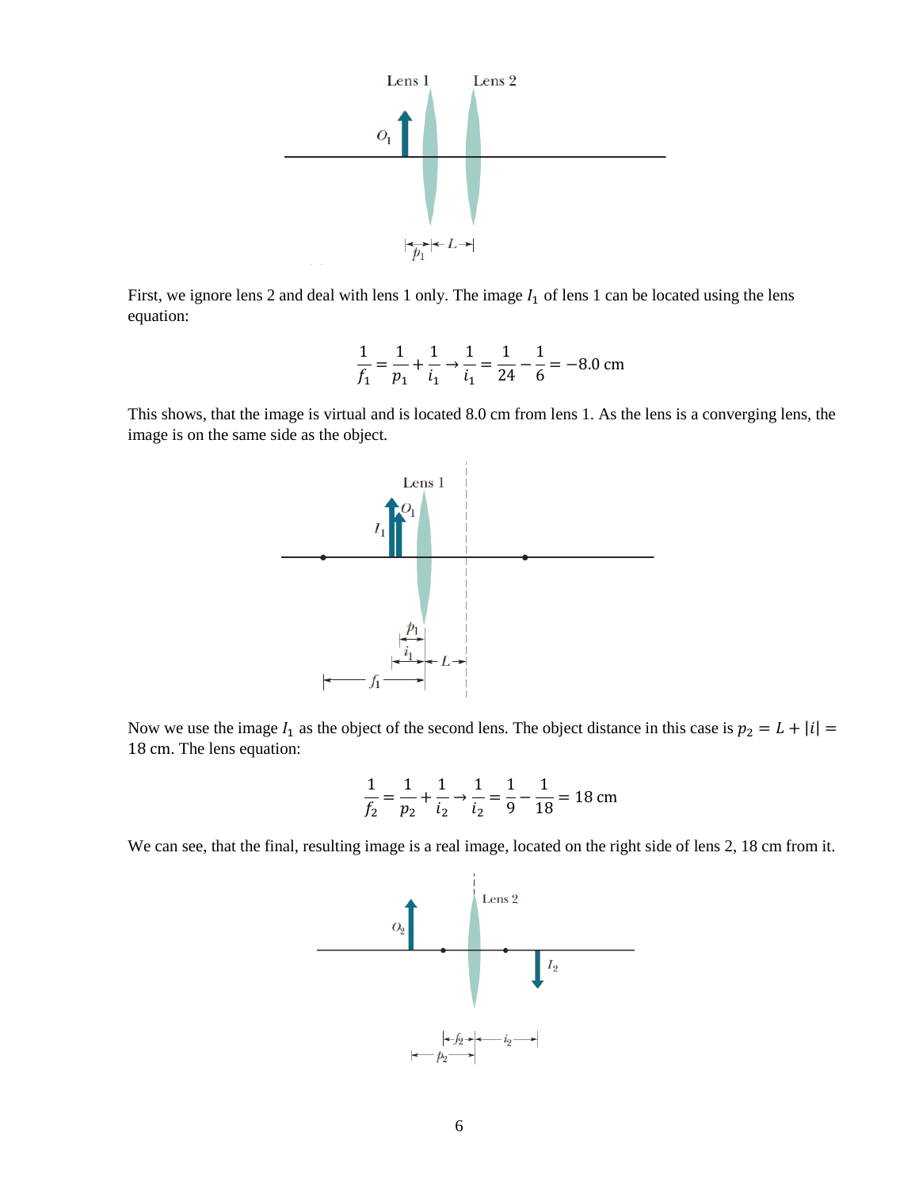Lens 1

Lens 2

$O_1$

$p_1$

$L$

First, we ignore lens 2 and deal with lens 1 only. The image $I_1$ of lens 1 can be located using the lens equation:

$$\frac{1}{f_1} = \frac{1}{p_1} + \frac{1}{i_1} \rightarrow \frac{1}{i_1} = \frac{1}{24} - \frac{1}{6} = -8.0 \text{ cm}$$

This shows, that the image is virtual and is located 8.0 cm from lens 1. As the lens is a converging lens, the image is on the same side as the object.

Lens 1

$O_1$

$I_1$

$p_1$

$i_1$

$L$

$f_1$

Now we use the image $I_1$ as the object of the second lens. The object distance in this case is $p_2 = L + |i| = 18$ cm. The lens equation:

$$\frac{1}{f_2} = \frac{1}{p_2} + \frac{1}{i_2} \rightarrow \frac{1}{i_2} = \frac{1}{9} - \frac{1}{18} = 18 \text{ cm}$$

We can see, that the final, resulting image is a real image, located on the right side of lens 2, 18 cm from it.

Lens 2

$O_2$

$I_2$

$f_2$

$i_2$

$p_2$